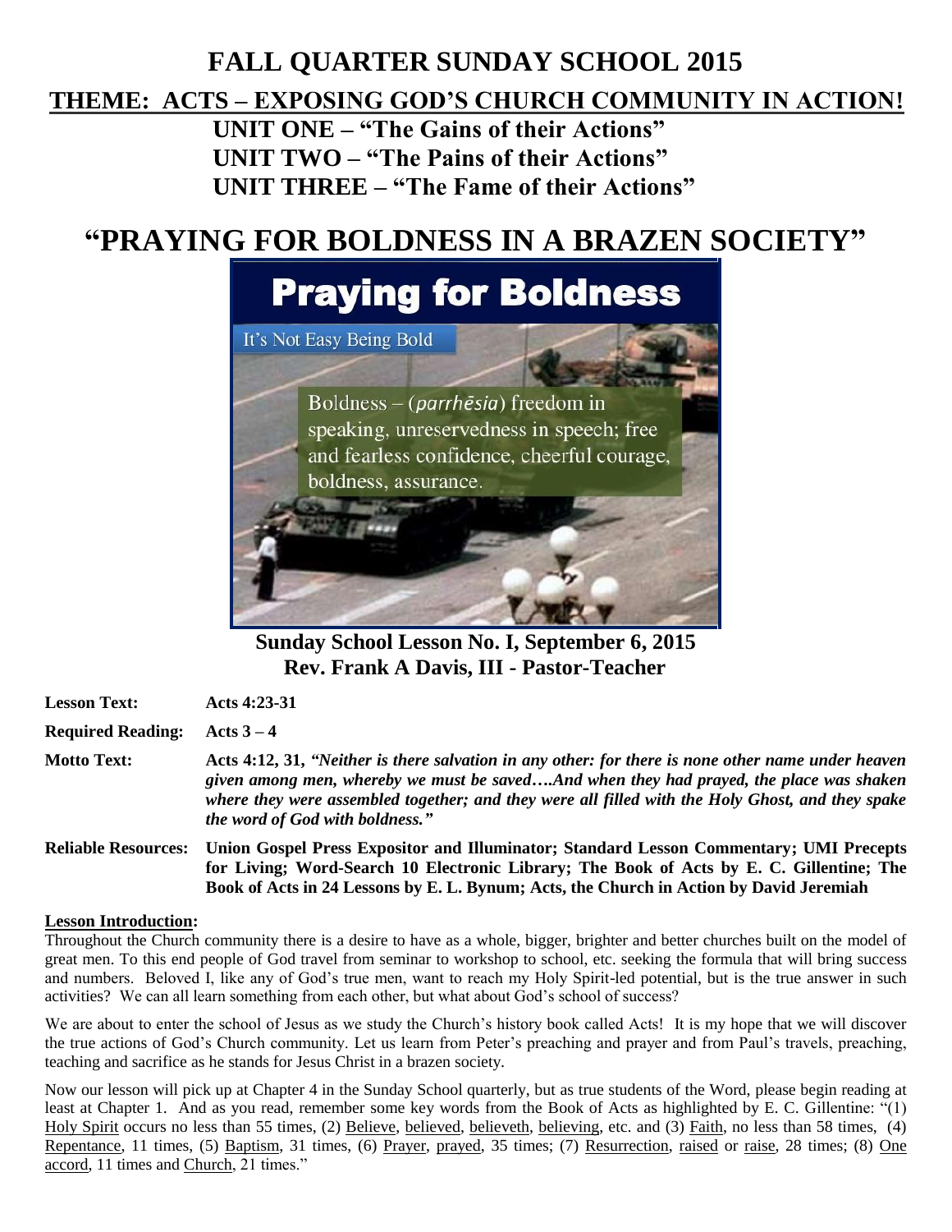# FALL QUARTER SUNDAY SCHOOL 2015

## THEME: ACTS – EXPOSING GOD'S CHURCH COMMUNITY IN ACTION!

**UNIT ONE – "The Gains of their Actions"**
**UNIT TWO – "The Pains of their Actions"**
**UNIT THREE – "The Fame of their Actions"**

# "PRAYING FOR BOLDNESS IN A BRAZEN SOCIETY"

Praying for Boldness

It's Not Easy Being Bold

Boldness – (*parrhēsia*) freedom in speaking, unreservedness in speech; free and fearless confidence, cheerful courage, boldness, assurance.

**Sunday School Lesson No. I, September 6, 2015**
**Rev. Frank A Davis, III - Pastor-Teacher**

**Lesson Text:** **Acts 4:23-31**

**Required Reading:** **Acts 3 – 4**

**Motto Text:** **Acts 4:12, 31, *"Neither is there salvation in any other: for there is none other name under heaven given among men, whereby we must be saved….And when they had prayed, the place was shaken where they were assembled together; and they were all filled with the Holy Ghost, and they spake the word of God with boldness."***

**Reliable Resources:** **Union Gospel Press Expositor and Illuminator; Standard Lesson Commentary; UMI Precepts for Living; Word-Search 10 Electronic Library; The Book of Acts by E. C. Gillentine; The Book of Acts in 24 Lessons by E. L. Bynum; Acts, the Church in Action by David Jeremiah**

**Lesson Introduction:**

Throughout the Church community there is a desire to have as a whole, bigger, brighter and better churches built on the model of great men. To this end people of God travel from seminar to workshop to school, etc. seeking the formula that will bring success and numbers. Beloved I, like any of God's true men, want to reach my Holy Spirit-led potential, but is the true answer in such activities? We can all learn something from each other, but what about God's school of success?

We are about to enter the school of Jesus as we study the Church's history book called Acts! It is my hope that we will discover the true actions of God's Church community. Let us learn from Peter's preaching and prayer and from Paul's travels, preaching, teaching and sacrifice as he stands for Jesus Christ in a brazen society.

Now our lesson will pick up at Chapter 4 in the Sunday School quarterly, but as true students of the Word, please begin reading at least at Chapter 1. And as you read, remember some key words from the Book of Acts as highlighted by E. C. Gillentine: "(1) Holy Spirit occurs no less than 55 times, (2) Believe, believed, believeth, believing, etc. and (3) Faith, no less than 58 times, (4) Repentance, 11 times, (5) Baptism, 31 times, (6) Prayer, prayed, 35 times; (7) Resurrection, raised or raise, 28 times; (8) One accord, 11 times and Church, 21 times."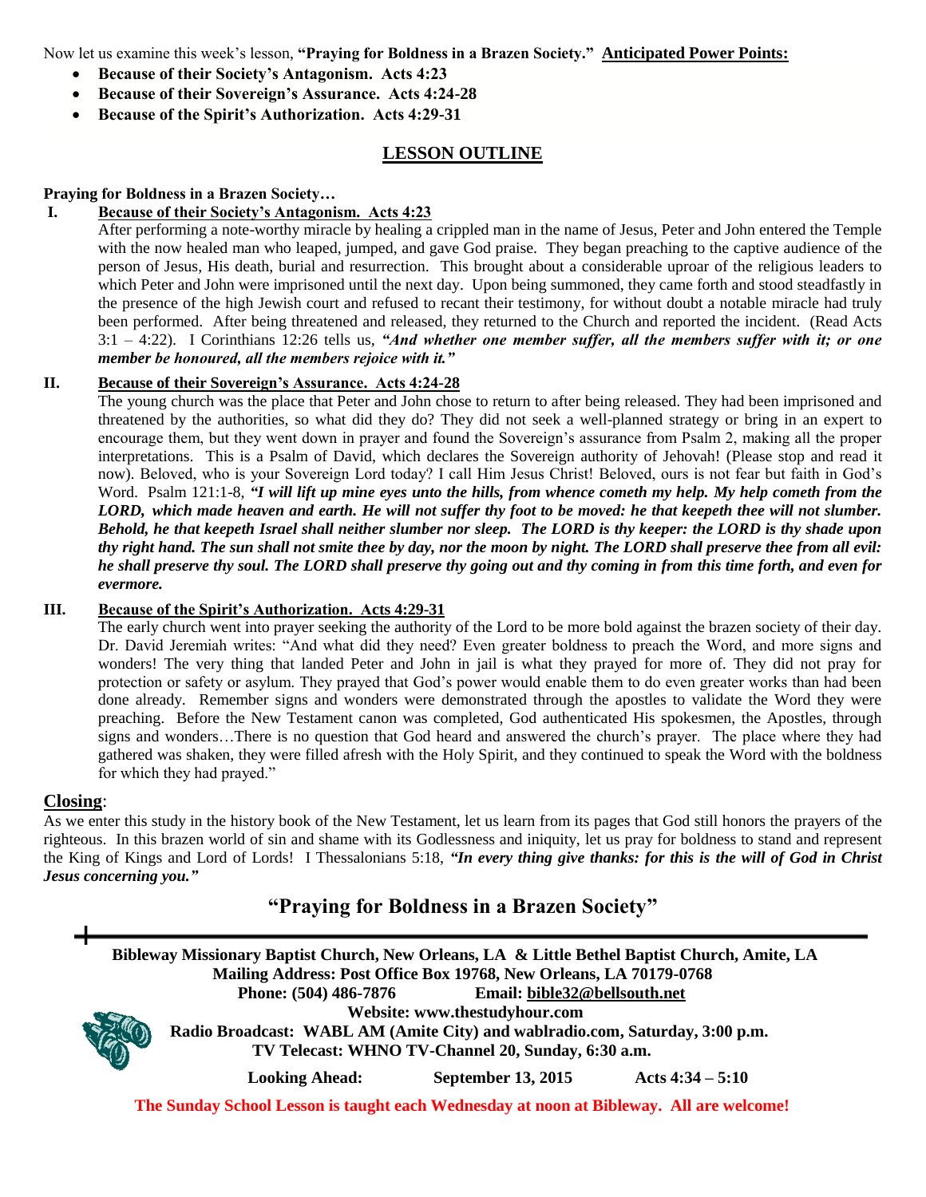Now let us examine this week's lesson, **"Praying for Boldness in a Brazen Society."** **Anticipated Power Points:**

- **Because of their Society's Antagonism. Acts 4:23**
- **Because of their Sovereign's Assurance. Acts 4:24-28**
- **Because of the Spirit's Authorization. Acts 4:29-31**

## LESSON OUTLINE

**Praying for Boldness in a Brazen Society…**

**I. Because of their Society's Antagonism. Acts 4:23**

After performing a note-worthy miracle by healing a crippled man in the name of Jesus, Peter and John entered the Temple with the now healed man who leaped, jumped, and gave God praise. They began preaching to the captive audience of the person of Jesus, His death, burial and resurrection. This brought about a considerable uproar of the religious leaders to which Peter and John were imprisoned until the next day. Upon being summoned, they came forth and stood steadfastly in the presence of the high Jewish court and refused to recant their testimony, for without doubt a notable miracle had truly been performed. After being threatened and released, they returned to the Church and reported the incident. (Read Acts 3:1 – 4:22). I Corinthians 12:26 tells us, ***"And whether one member suffer, all the members suffer with it; or one member be honoured, all the members rejoice with it."***

**II. Because of their Sovereign's Assurance. Acts 4:24-28**

The young church was the place that Peter and John chose to return to after being released. They had been imprisoned and threatened by the authorities, so what did they do? They did not seek a well-planned strategy or bring in an expert to encourage them, but they went down in prayer and found the Sovereign's assurance from Psalm 2, making all the proper interpretations. This is a Psalm of David, which declares the Sovereign authority of Jehovah! (Please stop and read it now). Beloved, who is your Sovereign Lord today? I call Him Jesus Christ! Beloved, ours is not fear but faith in God's Word. Psalm 121:1-8, ***"I will lift up mine eyes unto the hills, from whence cometh my help. My help cometh from the LORD, which made heaven and earth. He will not suffer thy foot to be moved: he that keepeth thee will not slumber. Behold, he that keepeth Israel shall neither slumber nor sleep. The LORD is thy keeper: the LORD is thy shade upon thy right hand. The sun shall not smite thee by day, nor the moon by night. The LORD shall preserve thee from all evil: he shall preserve thy soul. The LORD shall preserve thy going out and thy coming in from this time forth, and even for evermore.***

**III. Because of the Spirit's Authorization. Acts 4:29-31**

The early church went into prayer seeking the authority of the Lord to be more bold against the brazen society of their day. Dr. David Jeremiah writes: "And what did they need? Even greater boldness to preach the Word, and more signs and wonders! The very thing that landed Peter and John in jail is what they prayed for more of. They did not pray for protection or safety or asylum. They prayed that God's power would enable them to do even greater works than had been done already. Remember signs and wonders were demonstrated through the apostles to validate the Word they were preaching. Before the New Testament canon was completed, God authenticated His spokesmen, the Apostles, through signs and wonders…There is no question that God heard and answered the church's prayer. The place where they had gathered was shaken, they were filled afresh with the Holy Spirit, and they continued to speak the Word with the boldness for which they had prayed."

## Closing:

As we enter this study in the history book of the New Testament, let us learn from its pages that God still honors the prayers of the righteous. In this brazen world of sin and shame with its Godlessness and iniquity, let us pray for boldness to stand and represent the King of Kings and Lord of Lords! I Thessalonians 5:18, ***"In every thing give thanks: for this is the will of God in Christ Jesus concerning you."***

## "Praying for Boldness in a Brazen Society"

**Bibleway Missionary Baptist Church, New Orleans, LA & Little Bethel Baptist Church, Amite, LA**
**Mailing Address: Post Office Box 19768, New Orleans, LA 70179-0768**
**Phone: (504) 486-7876 Email: bible32@bellsouth.net**
**Website: www.thestudyhour.com**
**Radio Broadcast: WABL AM (Amite City) and wablradio.com, Saturday, 3:00 p.m.**
**TV Telecast: WHNO TV-Channel 20, Sunday, 6:30 a.m.**

**Looking Ahead: September 13, 2015 Acts 4:34 – 5:10**

**The Sunday School Lesson is taught each Wednesday at noon at Bibleway. All are welcome!**